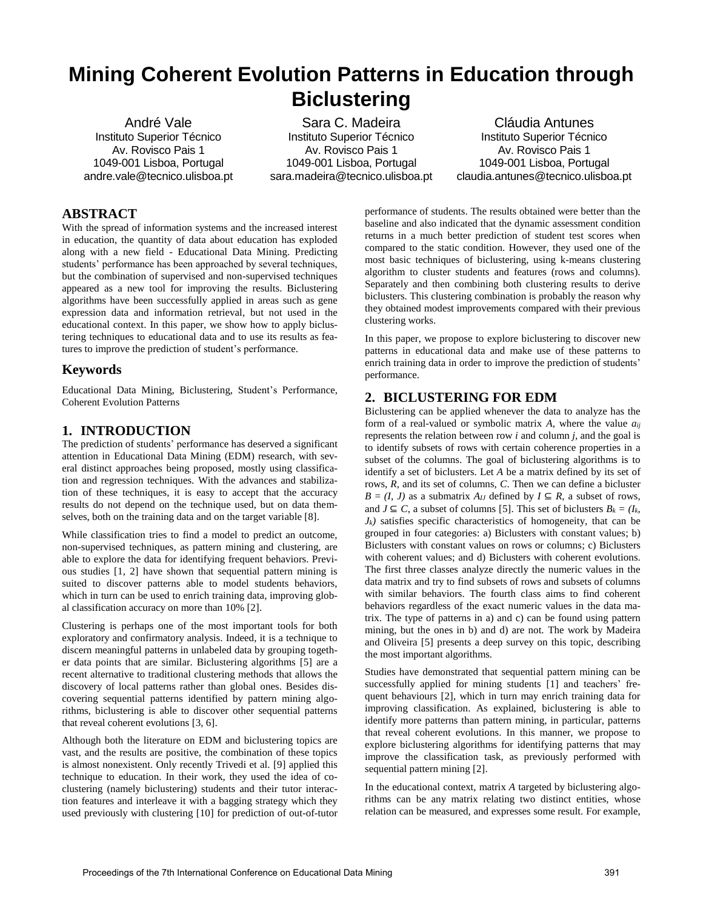# Mining Coherent Evolution Patterns in Education through Biclustering

André Vale
Instituto Superior Técnico
Av. Rovisco Pais 1
1049-001 Lisboa, Portugal
andre.vale@tecnico.ulisboa.pt

Sara C. Madeira
Instituto Superior Técnico
Av. Rovisco Pais 1
1049-001 Lisboa, Portugal
sara.madeira@tecnico.ulisboa.pt

Cláudia Antunes
Instituto Superior Técnico
Av. Rovisco Pais 1
1049-001 Lisboa, Portugal
claudia.antunes@tecnico.ulisboa.pt

## ABSTRACT

With the spread of information systems and the increased interest in education, the quantity of data about education has exploded along with a new field - Educational Data Mining. Predicting students' performance has been approached by several techniques, but the combination of supervised and non-supervised techniques appeared as a new tool for improving the results. Biclustering algorithms have been successfully applied in areas such as gene expression data and information retrieval, but not used in the educational context. In this paper, we show how to apply biclustering techniques to educational data and to use its results as features to improve the prediction of student's performance.

## Keywords

Educational Data Mining, Biclustering, Student's Performance, Coherent Evolution Patterns

## 1. INTRODUCTION

The prediction of students' performance has deserved a significant attention in Educational Data Mining (EDM) research, with several distinct approaches being proposed, mostly using classification and regression techniques. With the advances and stabilization of these techniques, it is easy to accept that the accuracy results do not depend on the technique used, but on data themselves, both on the training data and on the target variable [8].

While classification tries to find a model to predict an outcome, non-supervised techniques, as pattern mining and clustering, are able to explore the data for identifying frequent behaviors. Previous studies [1, 2] have shown that sequential pattern mining is suited to discover patterns able to model students behaviors, which in turn can be used to enrich training data, improving global classification accuracy on more than 10% [2].

Clustering is perhaps one of the most important tools for both exploratory and confirmatory analysis. Indeed, it is a technique to discern meaningful patterns in unlabeled data by grouping together data points that are similar. Biclustering algorithms [5] are a recent alternative to traditional clustering methods that allows the discovery of local patterns rather than global ones. Besides discovering sequential patterns identified by pattern mining algorithms, biclustering is able to discover other sequential patterns that reveal coherent evolutions [3, 6].

Although both the literature on EDM and biclustering topics are vast, and the results are positive, the combination of these topics is almost nonexistent. Only recently Trivedi et al. [9] applied this technique to education. In their work, they used the idea of co-clustering (namely biclustering) students and their tutor interaction features and interleave it with a bagging strategy which they used previously with clustering [10] for prediction of out-of-tutor performance of students. The results obtained were better than the baseline and also indicated that the dynamic assessment condition returns in a much better prediction of student test scores when compared to the static condition. However, they used one of the most basic techniques of biclustering, using k-means clustering algorithm to cluster students and features (rows and columns). Separately and then combining both clustering results to derive biclusters. This clustering combination is probably the reason why they obtained modest improvements compared with their previous clustering works.

In this paper, we propose to explore biclustering to discover new patterns in educational data and make use of these patterns to enrich training data in order to improve the prediction of students' performance.

## 2. BICLUSTERING FOR EDM

Biclustering can be applied whenever the data to analyze has the form of a real-valued or symbolic matrix $A$, where the value $a_{ij}$ represents the relation between row $i$ and column $j$, and the goal is to identify subsets of rows with certain coherence properties in a subset of the columns. The goal of biclustering algorithms is to identify a set of biclusters. Let $A$ be a matrix defined by its set of rows, $R$, and its set of columns, $C$. Then we can define a bicluster $B = (I, J)$ as a submatrix $A_{IJ}$ defined by $I \subseteq R$, a subset of rows, and $J \subseteq C$, a subset of columns [5]. This set of biclusters $B_k = (I_k, J_k)$ satisfies specific characteristics of homogeneity, that can be grouped in four categories: a) Biclusters with constant values; b) Biclusters with constant values on rows or columns; c) Biclusters with coherent values; and d) Biclusters with coherent evolutions. The first three classes analyze directly the numeric values in the data matrix and try to find subsets of rows and subsets of columns with similar behaviors. The fourth class aims to find coherent behaviors regardless of the exact numeric values in the data matrix. The type of patterns in a) and c) can be found using pattern mining, but the ones in b) and d) are not. The work by Madeira and Oliveira [5] presents a deep survey on this topic, describing the most important algorithms.

Studies have demonstrated that sequential pattern mining can be successfully applied for mining students [1] and teachers' frequent behaviours [2], which in turn may enrich training data for improving classification. As explained, biclustering is able to identify more patterns than pattern mining, in particular, patterns that reveal coherent evolutions. In this manner, we propose to explore biclustering algorithms for identifying patterns that may improve the classification task, as previously performed with sequential pattern mining [2].

In the educational context, matrix $A$ targeted by biclustering algorithms can be any matrix relating two distinct entities, whose relation can be measured, and expresses some result. For example,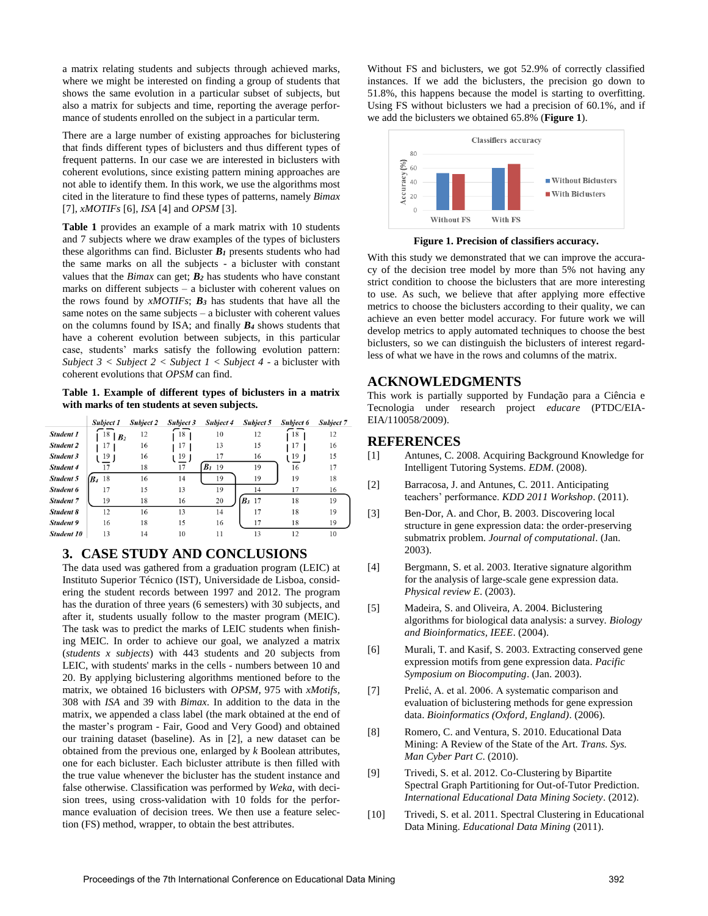a matrix relating students and subjects through achieved marks, where we might be interested on finding a group of students that shows the same evolution in a particular subset of subjects, but also a matrix for subjects and time, reporting the average performance of students enrolled on the subject in a particular term.

There are a large number of existing approaches for biclustering that finds different types of biclusters and thus different types of frequent patterns. In our case we are interested in biclusters with coherent evolutions, since existing pattern mining approaches are not able to identify them. In this work, we use the algorithms most cited in the literature to find these types of patterns, namely *Bimax* [7], *xMOTIFs* [6], *ISA* [4] and *OPSM* [3].

**Table 1** provides an example of a mark matrix with 10 students and 7 subjects where we draw examples of the types of biclusters these algorithms can find. Bicluster $B_1$ presents students who had the same marks on all the subjects - a bicluster with constant values that the *Bimax* can get; $B_2$ has students who have constant marks on different subjects – a bicluster with coherent values on the rows found by *xMOTIFs*; $B_3$ has students that have all the same notes on the same subjects – a bicluster with coherent values on the columns found by ISA; and finally $B_4$ shows students that have a coherent evolution between subjects, in this particular case, students' marks satisfy the following evolution pattern: *Subject 3 < Subject 2 < Subject 1 < Subject 4* - a bicluster with coherent evolutions that *OPSM* can find.

**Table 1. Example of different types of biclusters in a matrix with marks of ten students at seven subjects.**

| | Subject 1 | Subject 2 | Subject 3 | Subject 4 | Subject 5 | Subject 6 | Subject 7 |
|---|---|---|---|---|---|---|---|
| Student 1 | 18 $B_2$ | 12 | 18 | 10 | 12 | 18 | 12 |
| Student 2 | 17 | 16 | 17 | 13 | 15 | 17 | 16 |
| Student 3 | 19 | 16 | 19 | 17 | 16 | 19 | 15 |
| Student 4 | 17 | 18 | 17 | $B_1$ 19 | 19 | 16 | 17 |
| Student 5 | $B_4$ 18 | 16 | 14 | 19 | 19 | 19 | 18 |
| Student 6 | 17 | 15 | 13 | 19 | 14 | 17 | 16 |
| Student 7 | 19 | 18 | 16 | 20 | $B_3$ 17 | 18 | 19 |
| Student 8 | 12 | 16 | 13 | 14 | 17 | 18 | 19 |
| Student 9 | 16 | 18 | 15 | 16 | 17 | 18 | 19 |
| Student 10 | 13 | 14 | 10 | 11 | 13 | 12 | 10 |

## 3. CASE STUDY AND CONCLUSIONS

The data used was gathered from a graduation program (LEIC) at Instituto Superior Técnico (IST), Universidade de Lisboa, considering the student records between 1997 and 2012. The program has the duration of three years (6 semesters) with 30 subjects, and after it, students usually follow to the master program (MEIC). The task was to predict the marks of LEIC students when finishing MEIC. In order to achieve our goal, we analyzed a matrix (*students x subjects*) with 443 students and 20 subjects from LEIC, with students' marks in the cells - numbers between 10 and 20. By applying biclustering algorithms mentioned before to the matrix, we obtained 16 biclusters with *OPSM*, 975 with *xMotifs*, 308 with *ISA* and 39 with *Bimax*. In addition to the data in the matrix, we appended a class label (the mark obtained at the end of the master's program - Fair, Good and Very Good) and obtained our training dataset (baseline). As in [2], a new dataset can be obtained from the previous one, enlarged by *k* Boolean attributes, one for each bicluster. Each bicluster attribute is then filled with the true value whenever the bicluster has the student instance and false otherwise. Classification was performed by *Weka*, with decision trees, using cross-validation with 10 folds for the performance evaluation of decision trees. We then use a feature selection (FS) method, wrapper, to obtain the best attributes.

Without FS and biclusters, we got 52.9% of correctly classified instances. If we add the biclusters, the precision go down to 51.8%, this happens because the model is starting to overfitting. Using FS without biclusters we had a precision of 60.1%, and if we add the biclusters we obtained 65.8% (**Figure 1**).

Classifiers accuracy

Accuracy (%)

80
60
40
20
0

Without FS
With FS

Without Biclusters
With Biclusters

**Figure 1. Precision of classifiers accuracy.**

With this study we demonstrated that we can improve the accuracy of the decision tree model by more than 5% not having any strict condition to choose the biclusters that are more interesting to use. As such, we believe that after applying more effective metrics to choose the biclusters according to their quality, we can achieve an even better model accuracy. For future work we will develop metrics to apply automated techniques to choose the best biclusters, so we can distinguish the biclusters of interest regardless of what we have in the rows and columns of the matrix.

## ACKNOWLEDGMENTS

This work is partially supported by Fundação para a Ciência e Tecnologia under research project *educare* (PTDC/EIA-EIA/110058/2009).

## REFERENCES

[1] Antunes, C. 2008. Acquiring Background Knowledge for Intelligent Tutoring Systems. *EDM*. (2008).

[2] Barracosa, J. and Antunes, C. 2011. Anticipating teachers' performance. *KDD 2011 Workshop*. (2011).

[3] Ben-Dor, A. and Chor, B. 2003. Discovering local structure in gene expression data: the order-preserving submatrix problem. *Journal of computational*. (Jan. 2003).

[4] Bergmann, S. et al. 2003. Iterative signature algorithm for the analysis of large-scale gene expression data. *Physical review E*. (2003).

[5] Madeira, S. and Oliveira, A. 2004. Biclustering algorithms for biological data analysis: a survey. *Biology and Bioinformatics, IEEE*. (2004).

[6] Murali, T. and Kasif, S. 2003. Extracting conserved gene expression motifs from gene expression data. *Pacific Symposium on Biocomputing*. (Jan. 2003).

[7] Prelić, A. et al. 2006. A systematic comparison and evaluation of biclustering methods for gene expression data. *Bioinformatics (Oxford, England)*. (2006).

[8] Romero, C. and Ventura, S. 2010. Educational Data Mining: A Review of the State of the Art. *Trans. Sys. Man Cyber Part C*. (2010).

[9] Trivedi, S. et al. 2012. Co-Clustering by Bipartite Spectral Graph Partitioning for Out-of-Tutor Prediction. *International Educational Data Mining Society*. (2012).

[10] Trivedi, S. et al. 2011. Spectral Clustering in Educational Data Mining. *Educational Data Mining* (2011).